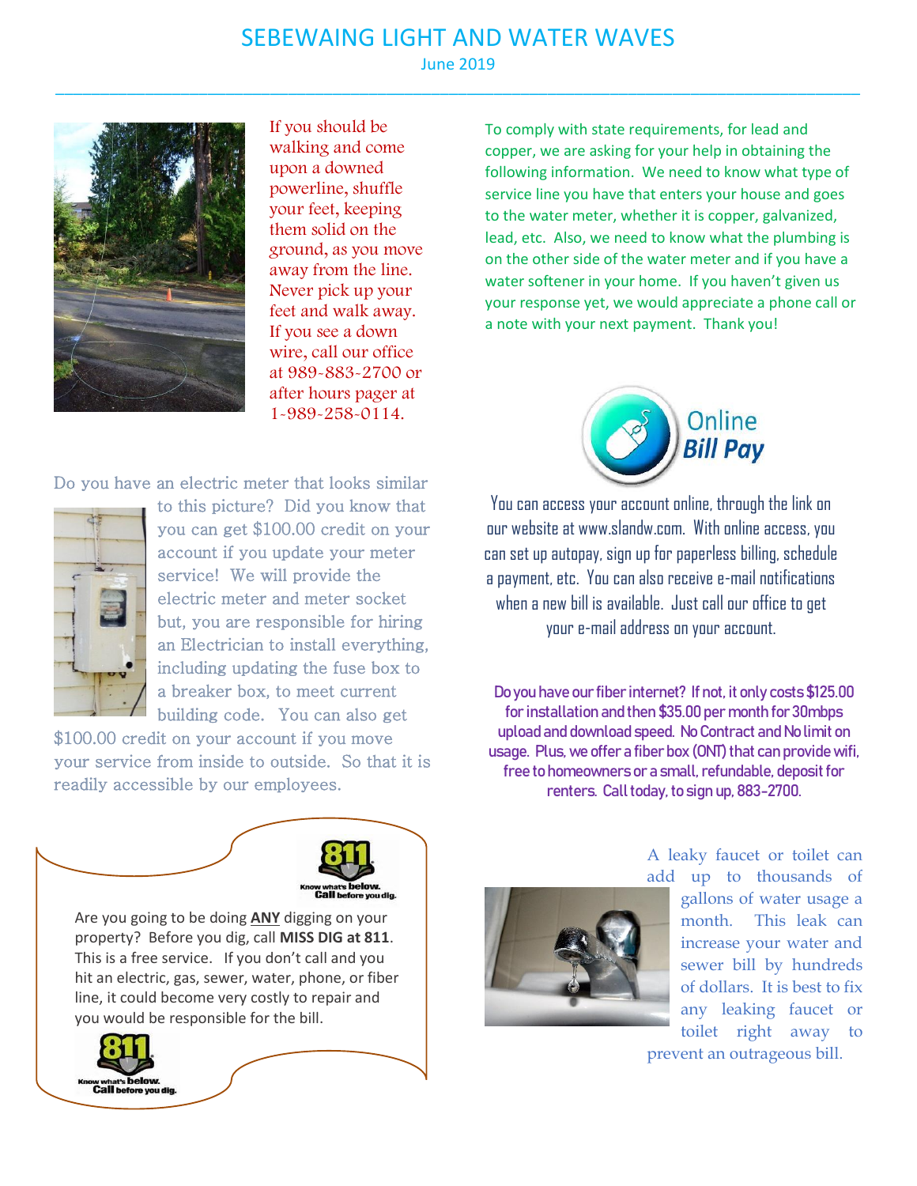# SEBEWAING LIGHT AND WATER WAVES

June 2019

If you should be walking and come upon a downed powerline, shuffle your feet, keeping them solid on the ground, as you move away from the line. Never pick up your feet and walk away. If you see a down wire, call our office at 989-883-2700 or after hours pager at 1-989-258-0114.

Do you have an electric meter that looks similar to this picture? Did you know that you can get $100.00 credit on your account if you update your meter service! We will provide the electric meter and meter socket but, you are responsible for hiring an Electrician to install everything, including updating the fuse box to a breaker box, to meet current building code. You can also get $100.00 credit on your account if you move your service from inside to outside. So that it is readily accessible by our employees.

Know what's **below.** **Call** before you dig.

Are you going to be doing **ANY** digging on your property? Before you dig, call **MISS DIG at 811**. This is a free service. If you don't call and you hit an electric, gas, sewer, water, phone, or fiber line, it could become very costly to repair and you would be responsible for the bill.

Know what's **below.** **Call** before you dig.

To comply with state requirements, for lead and copper, we are asking for your help in obtaining the following information. We need to know what type of service line you have that enters your house and goes to the water meter, whether it is copper, galvanized, lead, etc. Also, we need to know what the plumbing is on the other side of the water meter and if you have a water softener in your home. If you haven't given us your response yet, we would appreciate a phone call or a note with your next payment. Thank you!

Online **Bill Pay**

You can access your account online, through the link on our website at www.slandw.com. With online access, you can set up autopay, sign up for paperless billing, schedule a payment, etc. You can also receive e-mail notifications when a new bill is available. Just call our office to get your e-mail address on your account.

**Do you have our fiber internet? If not, it only costs $125.00 for installation and then $35.00 per month for 30mbps upload and download speed. No Contract and No limit on usage. Plus, we offer a fiber box (ONT) that can provide wifi, free to homeowners or a small, refundable, deposit for renters. Call today, to sign up, 883-2700.**

A leaky faucet or toilet can add up to thousands of gallons of water usage a month. This leak can increase your water and sewer bill by hundreds of dollars. It is best to fix any leaking faucet or toilet right away to prevent an outrageous bill.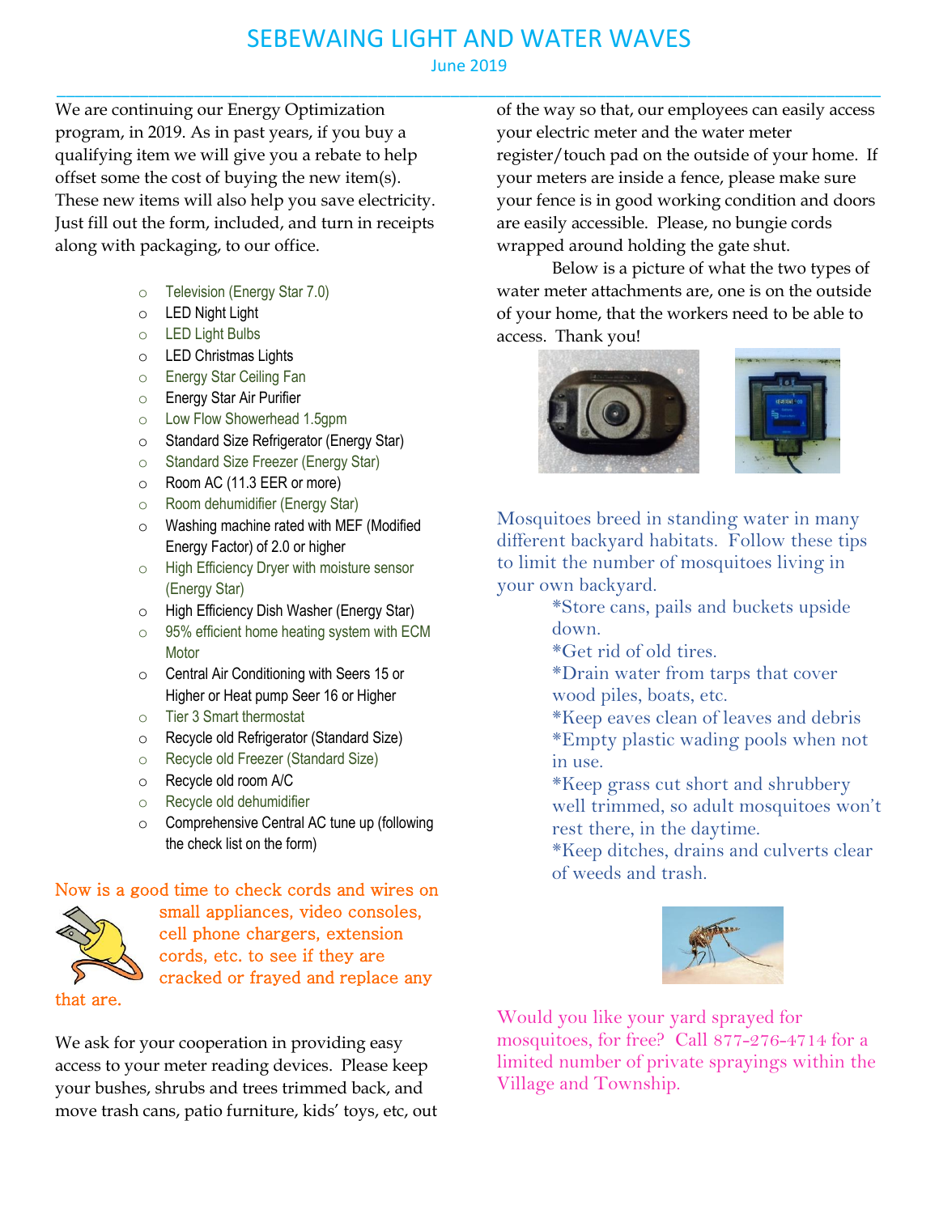# SEBEWAING LIGHT AND WATER WAVES

June 2019

We are continuing our Energy Optimization program, in 2019. As in past years, if you buy a qualifying item we will give you a rebate to help offset some the cost of buying the new item(s). These new items will also help you save electricity. Just fill out the form, included, and turn in receipts along with packaging, to our office.

- Television (Energy Star 7.0)
- LED Night Light
- LED Light Bulbs
- LED Christmas Lights
- Energy Star Ceiling Fan
- Energy Star Air Purifier
- Low Flow Showerhead 1.5gpm
- Standard Size Refrigerator (Energy Star)
- Standard Size Freezer (Energy Star)
- Room AC (11.3 EER or more)
- Room dehumidifier (Energy Star)
- Washing machine rated with MEF (Modified Energy Factor) of 2.0 or higher
- High Efficiency Dryer with moisture sensor (Energy Star)
- High Efficiency Dish Washer (Energy Star)
- 95% efficient home heating system with ECM Motor
- Central Air Conditioning with Seers 15 or Higher or Heat pump Seer 16 or Higher
- Tier 3 Smart thermostat
- Recycle old Refrigerator (Standard Size)
- Recycle old Freezer (Standard Size)
- Recycle old room A/C
- Recycle old dehumidifier
- Comprehensive Central AC tune up (following the check list on the form)

Now is a good time to check cords and wires on small appliances, video consoles, cell phone chargers, extension cords, etc. to see if they are cracked or frayed and replace any that are.

We ask for your cooperation in providing easy access to your meter reading devices. Please keep your bushes, shrubs and trees trimmed back, and move trash cans, patio furniture, kids' toys, etc, out of the way so that, our employees can easily access your electric meter and the water meter register/touch pad on the outside of your home. If your meters are inside a fence, please make sure your fence is in good working condition and doors are easily accessible. Please, no bungie cords wrapped around holding the gate shut.

Below is a picture of what the two types of water meter attachments are, one is on the outside of your home, that the workers need to be able to access. Thank you!

Mosquitoes breed in standing water in many different backyard habitats. Follow these tips to limit the number of mosquitoes living in your own backyard.

*Store cans, pails and buckets upside down.
*Get rid of old tires.
*Drain water from tarps that cover wood piles, boats, etc.
*Keep eaves clean of leaves and debris
*Empty plastic wading pools when not in use.
*Keep grass cut short and shrubbery well trimmed, so adult mosquitoes won't rest there, in the daytime.
*Keep ditches, drains and culverts clear of weeds and trash.

Would you like your yard sprayed for mosquitoes, for free? Call 877-276-4714 for a limited number of private sprayings within the Village and Township.